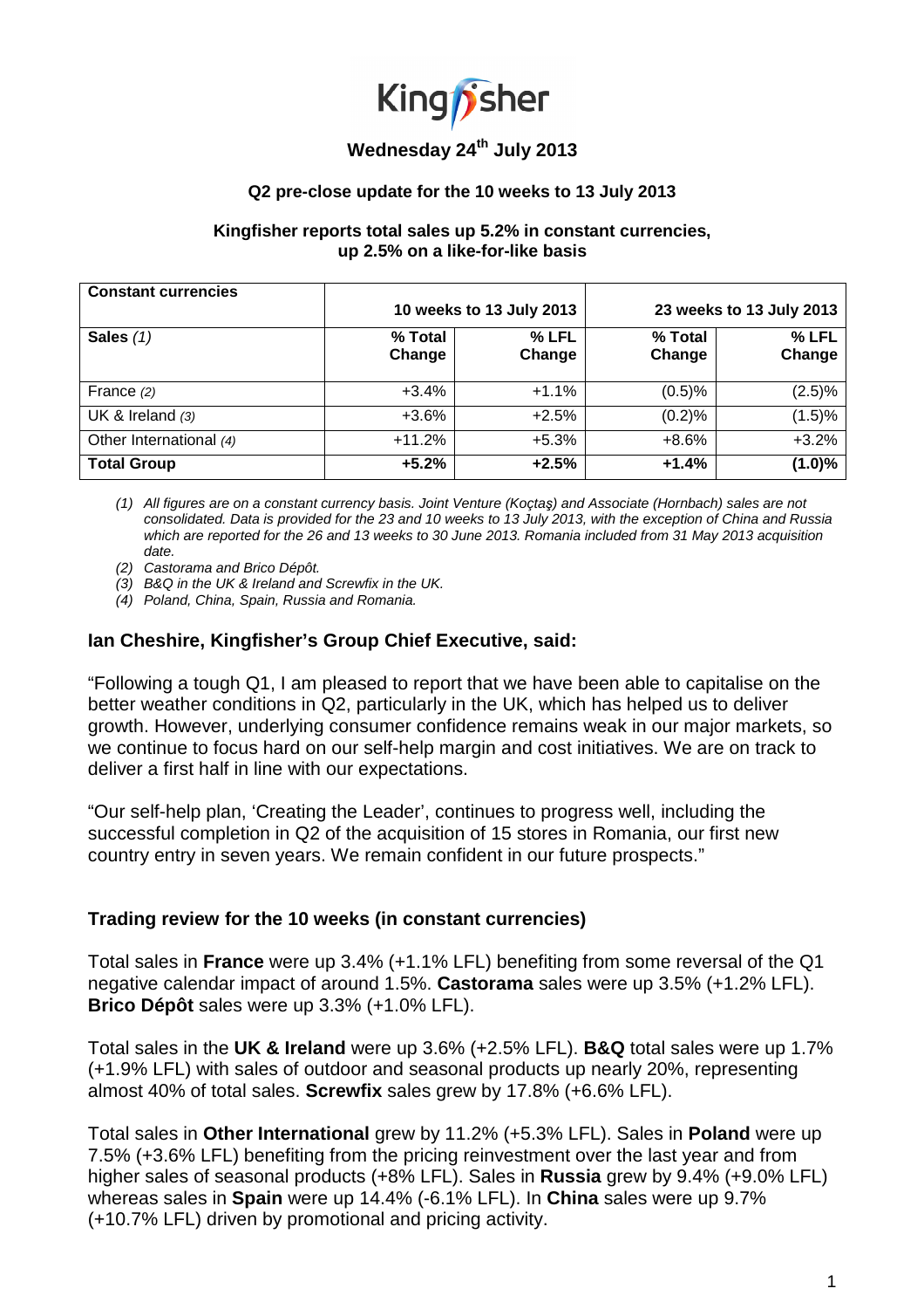Kingfisher

**Wednesday 24th July 2013**

**Q2 pre-close update for the 10 weeks to 13 July 2013**

**Kingfisher reports total sales up 5.2% in constant currencies, up 2.5% on a like-for-like basis**

| **Constant currencies** | **10 weeks to 13 July 2013** | | **23 weeks to 13 July 2013** | |
|---|---|---|---|---|
| **Sales** *(1)* | **% Total Change** | **% LFL Change** | **% Total Change** | **% LFL Change** |
| France *(2)* | +3.4% | +1.1% | (0.5)% | (2.5)% |
| UK & Ireland *(3)* | +3.6% | +2.5% | (0.2)% | (1.5)% |
| Other International *(4)* | +11.2% | +5.3% | +8.6% | +3.2% |
| **Total Group** | **+5.2%** | **+2.5%** | **+1.4%** | **(1.0)%** |

*(1) All figures are on a constant currency basis. Joint Venture (Koçtaş) and Associate (Hornbach) sales are not consolidated. Data is provided for the 23 and 10 weeks to 13 July 2013, with the exception of China and Russia which are reported for the 26 and 13 weeks to 30 June 2013. Romania included from 31 May 2013 acquisition date.*

*(2) Castorama and Brico Dépôt.*

*(3) B&Q in the UK & Ireland and Screwfix in the UK.*

*(4) Poland, China, Spain, Russia and Romania.*

### Ian Cheshire, Kingfisher's Group Chief Executive, said:

"Following a tough Q1, I am pleased to report that we have been able to capitalise on the better weather conditions in Q2, particularly in the UK, which has helped us to deliver growth. However, underlying consumer confidence remains weak in our major markets, so we continue to focus hard on our self-help margin and cost initiatives. We are on track to deliver a first half in line with our expectations.

"Our self-help plan, 'Creating the Leader', continues to progress well, including the successful completion in Q2 of the acquisition of 15 stores in Romania, our first new country entry in seven years. We remain confident in our future prospects."

### Trading review for the 10 weeks (in constant currencies)

Total sales in **France** were up 3.4% (+1.1% LFL) benefiting from some reversal of the Q1 negative calendar impact of around 1.5%. **Castorama** sales were up 3.5% (+1.2% LFL). **Brico Dépôt** sales were up 3.3% (+1.0% LFL).

Total sales in the **UK & Ireland** were up 3.6% (+2.5% LFL). **B&Q** total sales were up 1.7% (+1.9% LFL) with sales of outdoor and seasonal products up nearly 20%, representing almost 40% of total sales. **Screwfix** sales grew by 17.8% (+6.6% LFL).

Total sales in **Other International** grew by 11.2% (+5.3% LFL). Sales in **Poland** were up 7.5% (+3.6% LFL) benefiting from the pricing reinvestment over the last year and from higher sales of seasonal products (+8% LFL). Sales in **Russia** grew by 9.4% (+9.0% LFL) whereas sales in **Spain** were up 14.4% (-6.1% LFL). In **China** sales were up 9.7% (+10.7% LFL) driven by promotional and pricing activity.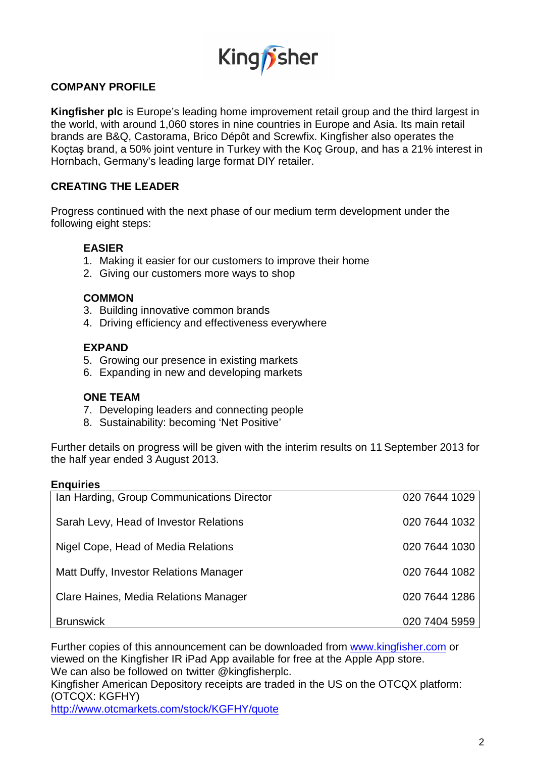## COMPANY PROFILE

**Kingfisher plc** is Europe's leading home improvement retail group and the third largest in the world, with around 1,060 stores in nine countries in Europe and Asia. Its main retail brands are B&Q, Castorama, Brico Dépôt and Screwfix. Kingfisher also operates the Koçtaş brand, a 50% joint venture in Turkey with the Koç Group, and has a 21% interest in Hornbach, Germany's leading large format DIY retailer.

## CREATING THE LEADER

Progress continued with the next phase of our medium term development under the following eight steps:

**EASIER**

1. Making it easier for our customers to improve their home
2. Giving our customers more ways to shop

**COMMON**

3. Building innovative common brands
4. Driving efficiency and effectiveness everywhere

**EXPAND**

5. Growing our presence in existing markets
6. Expanding in new and developing markets

**ONE TEAM**

7. Developing leaders and connecting people
8. Sustainability: becoming 'Net Positive'

Further details on progress will be given with the interim results on 11 September 2013 for the half year ended 3 August 2013.

**Enquiries**

| | |
|---|---|
| Ian Harding, Group Communications Director | 020 7644 1029 |
| Sarah Levy, Head of Investor Relations | 020 7644 1032 |
| Nigel Cope, Head of Media Relations | 020 7644 1030 |
| Matt Duffy, Investor Relations Manager | 020 7644 1082 |
| Clare Haines, Media Relations Manager | 020 7644 1286 |
| Brunswick | 020 7404 5959 |

Further copies of this announcement can be downloaded from www.kingfisher.com or viewed on the Kingfisher IR iPad App available for free at the Apple App store.
We can also be followed on twitter @kingfisherplc.
Kingfisher American Depository receipts are traded in the US on the OTCQX platform: (OTCQX: KGFHY)
http://www.otcmarkets.com/stock/KGFHY/quote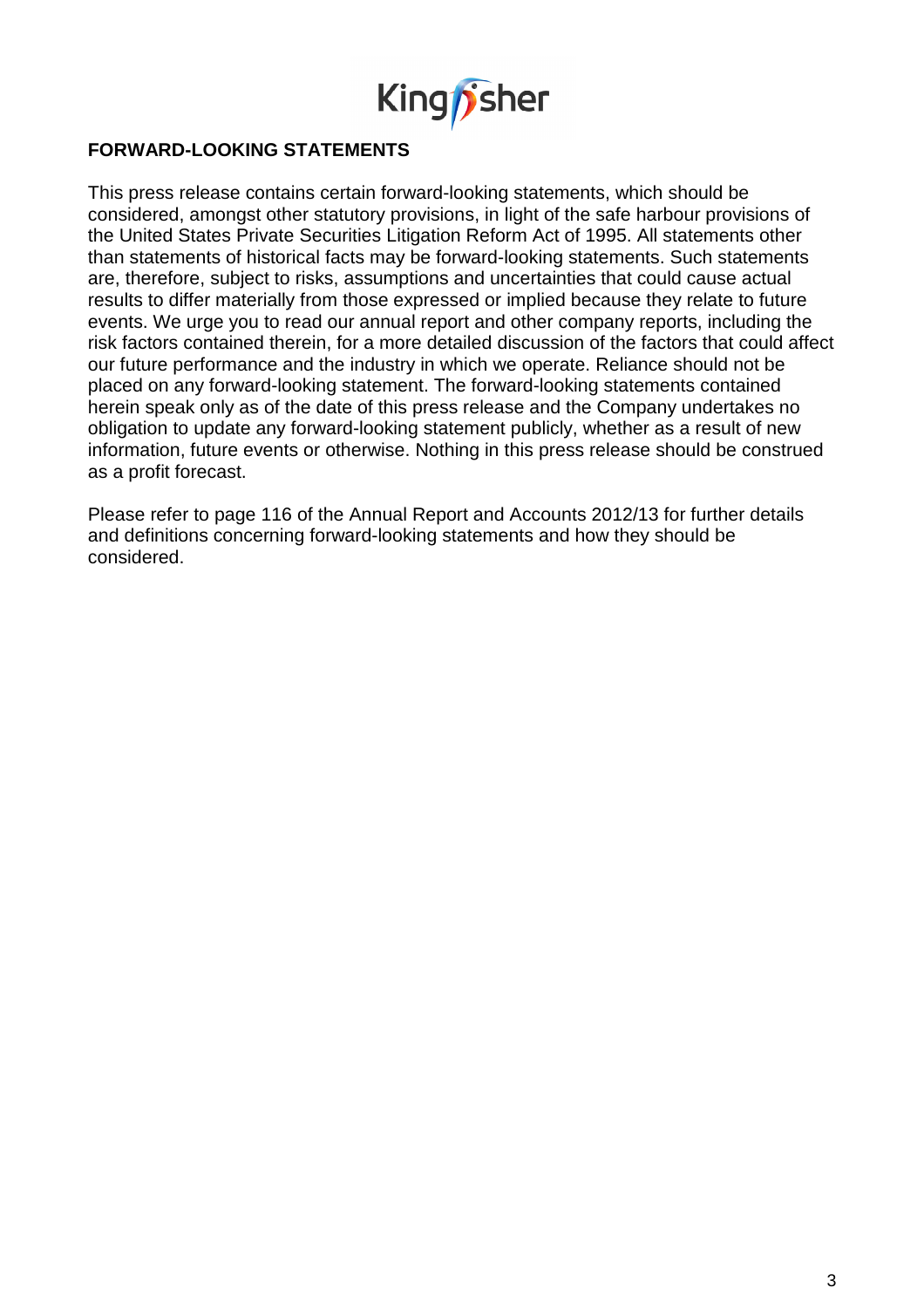Kingfisher

## FORWARD-LOOKING STATEMENTS

This press release contains certain forward-looking statements, which should be considered, amongst other statutory provisions, in light of the safe harbour provisions of the United States Private Securities Litigation Reform Act of 1995. All statements other than statements of historical facts may be forward-looking statements. Such statements are, therefore, subject to risks, assumptions and uncertainties that could cause actual results to differ materially from those expressed or implied because they relate to future events. We urge you to read our annual report and other company reports, including the risk factors contained therein, for a more detailed discussion of the factors that could affect our future performance and the industry in which we operate. Reliance should not be placed on any forward-looking statement. The forward-looking statements contained herein speak only as of the date of this press release and the Company undertakes no obligation to update any forward-looking statement publicly, whether as a result of new information, future events or otherwise. Nothing in this press release should be construed as a profit forecast.

Please refer to page 116 of the Annual Report and Accounts 2012/13 for further details and definitions concerning forward-looking statements and how they should be considered.